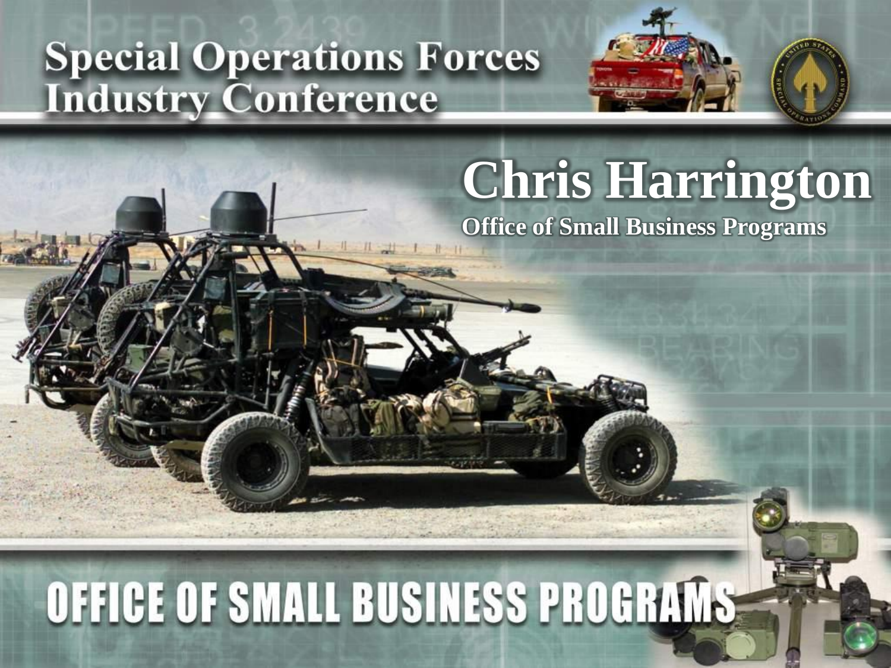# Special Operations Forces Industry Conference

# Chris Harrington

**Office of Small Business Programs**

## OFFICE OF SMALL BUSINESS PROGRAMS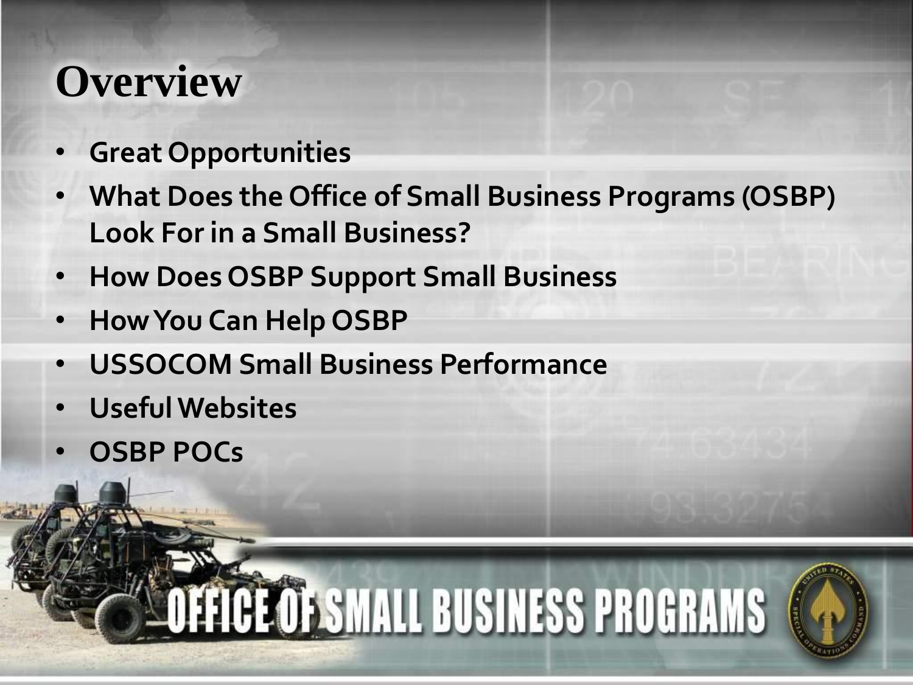# Overview

- Great Opportunities
- What Does the Office of Small Business Programs (OSBP) Look For in a Small Business?
- How Does OSBP Support Small Business
- How You Can Help OSBP
- USSOCOM Small Business Performance
- Useful Websites
- OSBP POCs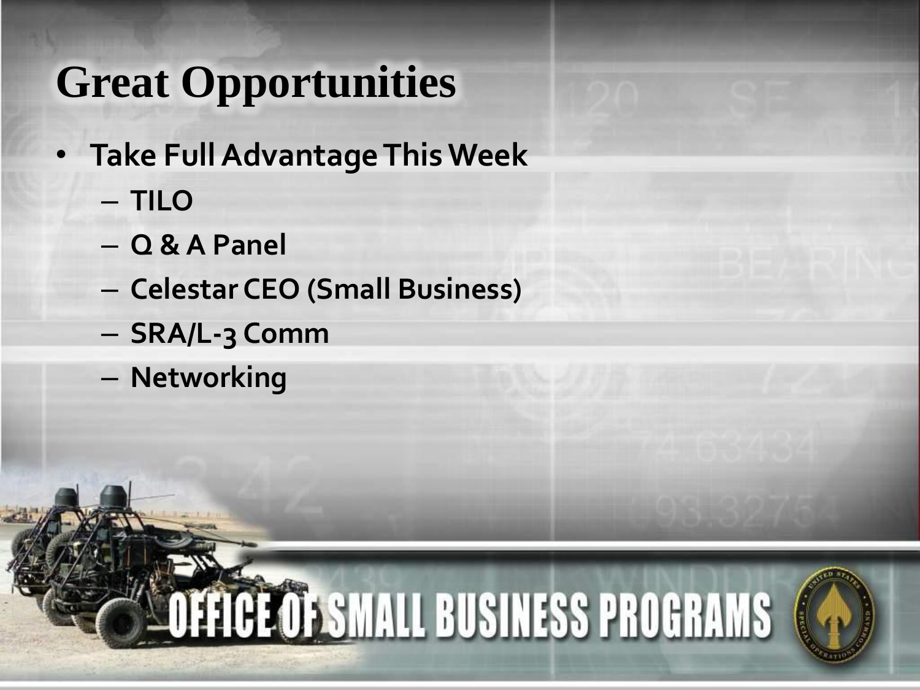# Great Opportunities

- **Take Full Advantage This Week**
  - **TILO**
  - **Q & A Panel**
  - **Celestar CEO (Small Business)**
  - **SRA/L-3 Comm**
  - **Networking**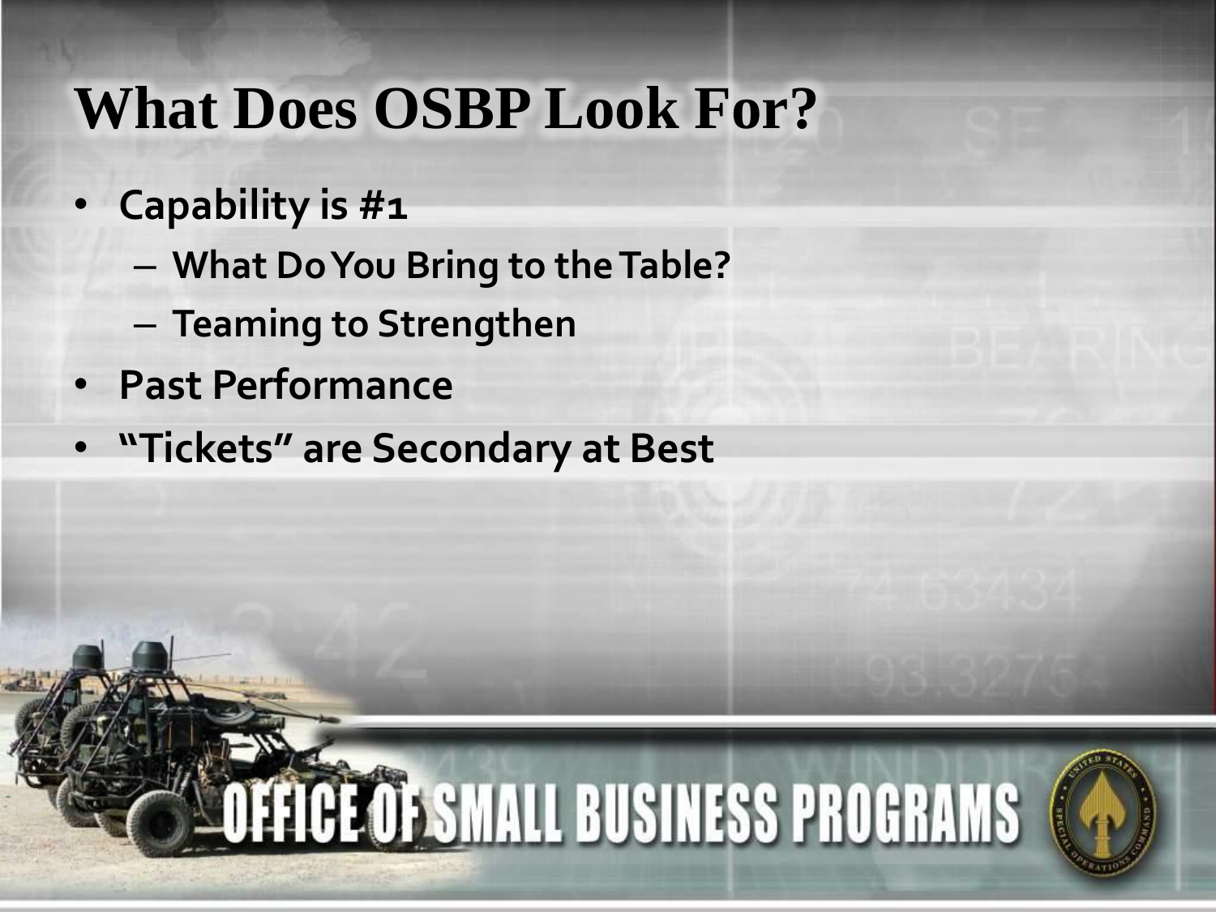# What Does OSBP Look For?

- **Capability is #1**
  - **What Do You Bring to the Table?**
  - **Teaming to Strengthen**
- **Past Performance**
- **"Tickets" are Secondary at Best**

OFFICE OF SMALL BUSINESS PROGRAMS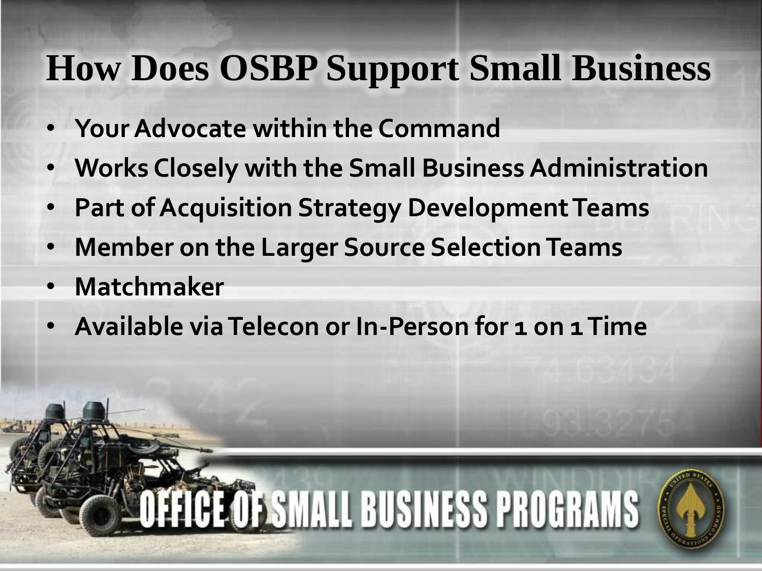# How Does OSBP Support Small Business

- Your Advocate within the Command
- Works Closely with the Small Business Administration
- Part of Acquisition Strategy Development Teams
- Member on the Larger Source Selection Teams
- Matchmaker
- Available via Telecon or In-Person for 1 on 1 Time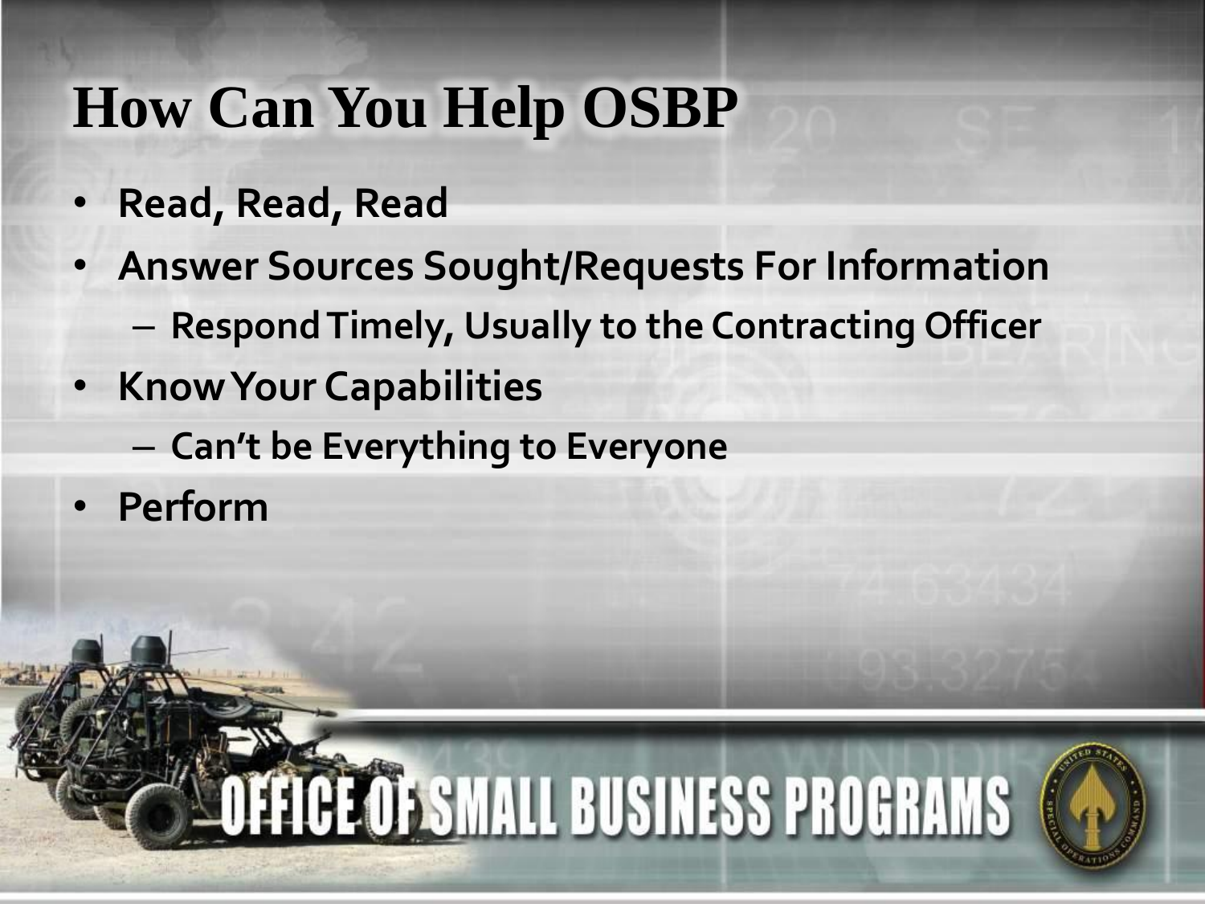# How Can You Help OSBP

- **Read, Read, Read**
- **Answer Sources Sought/Requests For Information**
  - **Respond Timely, Usually to the Contracting Officer**
- **Know Your Capabilities**
  - **Can't be Everything to Everyone**
- **Perform**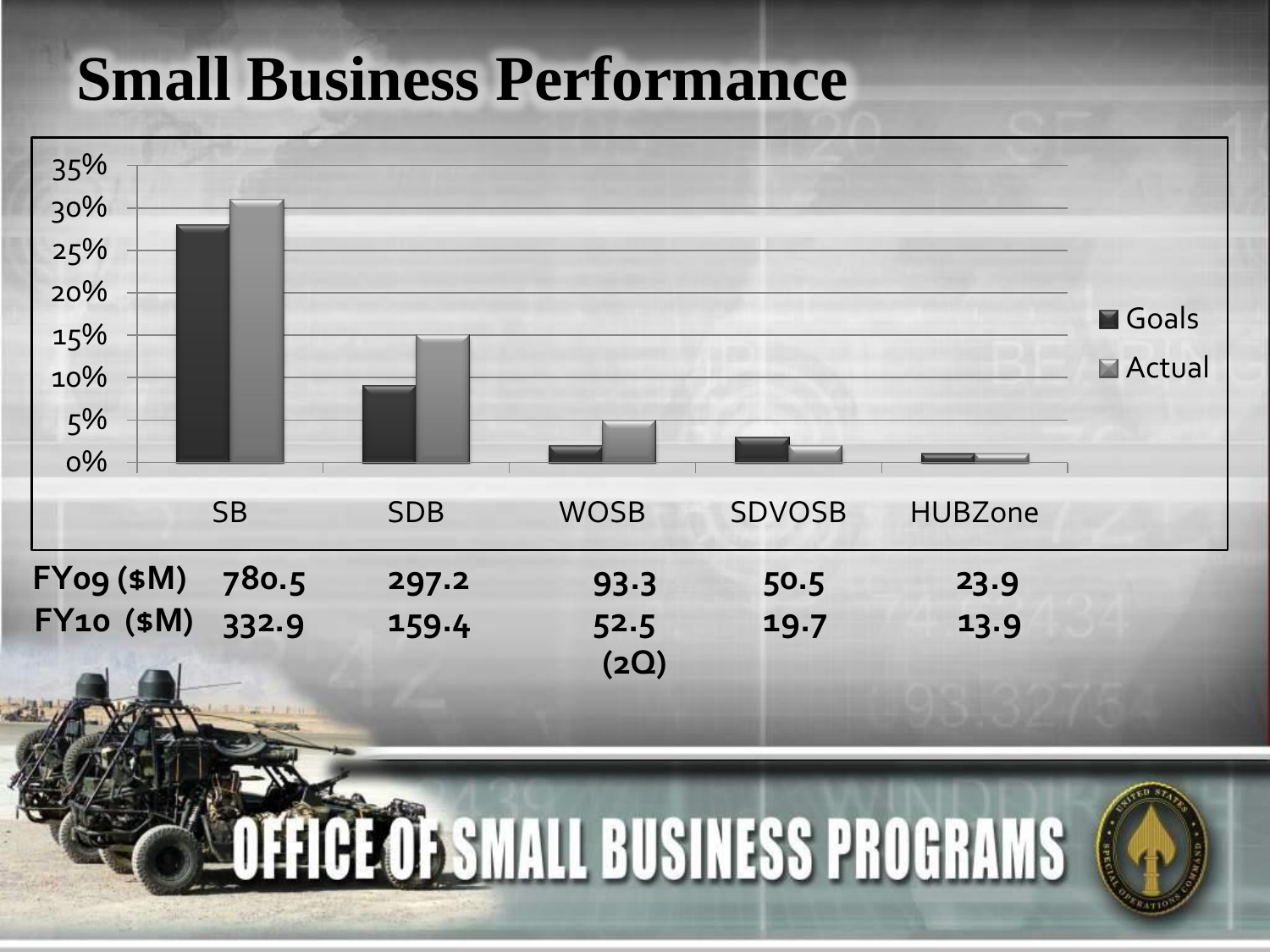# Small Business Performance

|  | SB | SDB | WOSB | SDVOSB | HUBZone |
|---|---|---|---|---|---|
| FY09 ($M) | 780.5 | 297.2 | 93.3 | 50.5 | 23.9 |
| FY10 ($M) | 332.9 | 159.4 | 52.5 (2Q) | 19.7 | 13.9 |

OFFICE OF SMALL BUSINESS PROGRAMS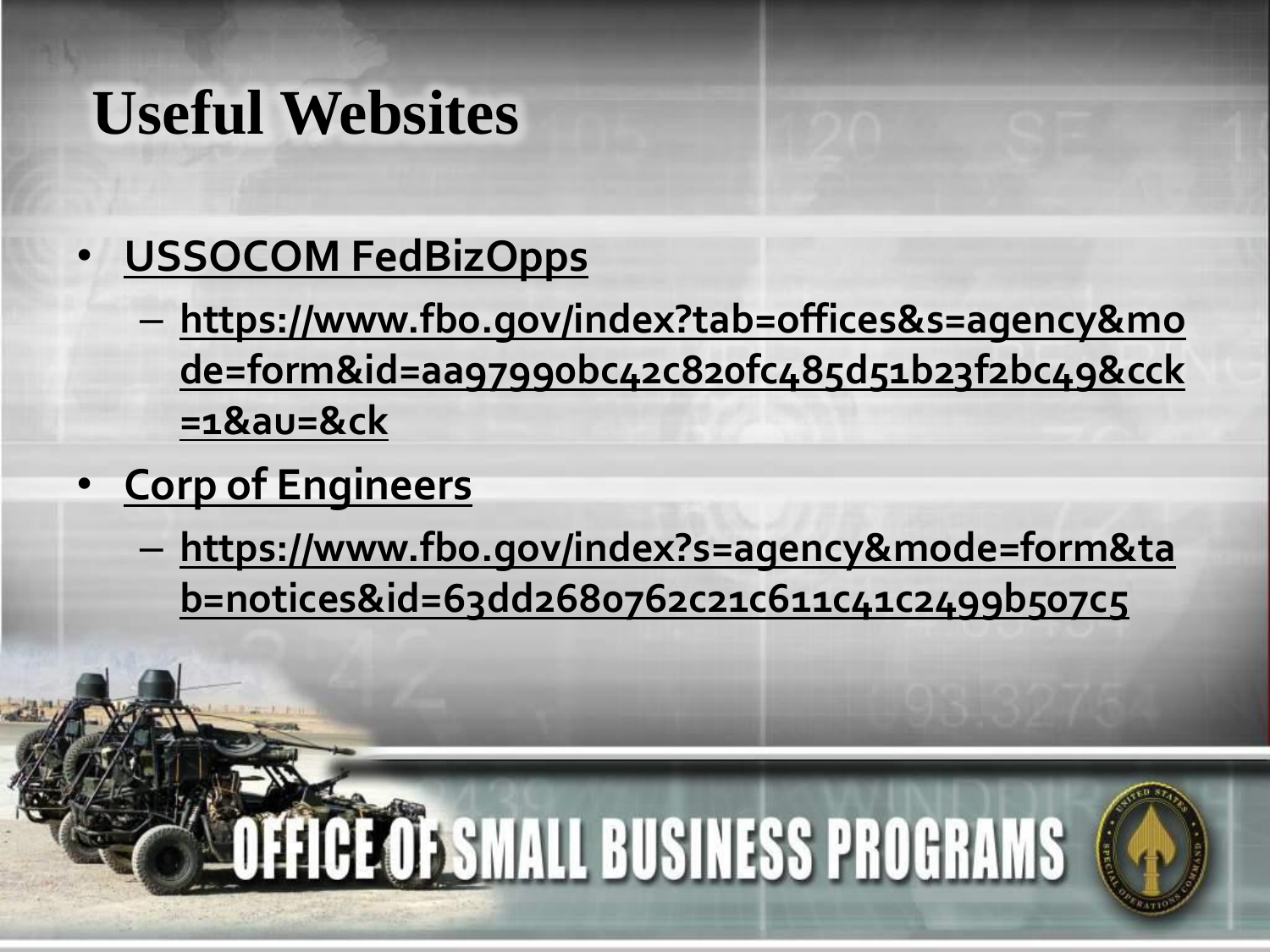# Useful Websites

- **USSOCOM FedBizOpps**
  - **https://www.fbo.gov/index?tab=offices&s=agency&mode=form&id=aa97990bc42c820fc485d51b23f2bc49&cck=1&au=&ck**
- **Corp of Engineers**
  - **https://www.fbo.gov/index?s=agency&mode=form&tab=notices&id=63dd2680762c21c611c41c2499b507c5**

OFFICE OF SMALL BUSINESS PROGRAMS